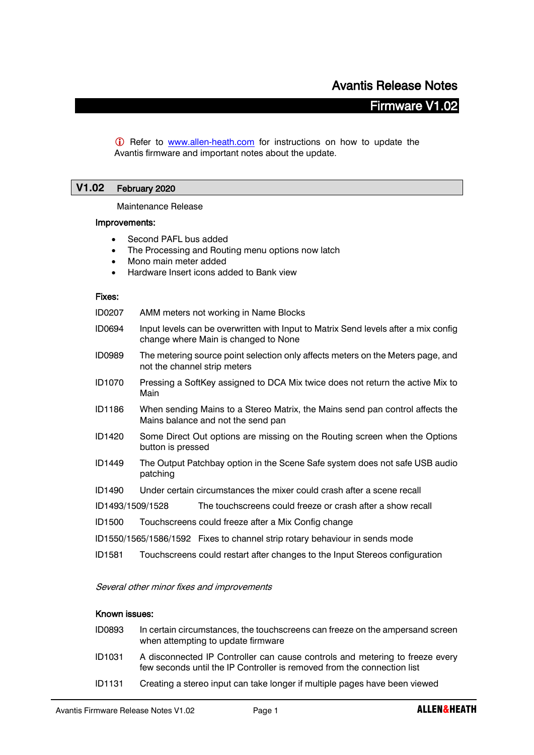# Avantis Release Notes

## Firmware V1.02

ⓘ Refer to [www.allen-heath.com](http://www.allen-heath.com) for instructions on how to update the Avantis firmware and important notes about the update.

## V1.02 February 2020

Maintenance Release

**Improvements:**

- Second PAFL bus added
- The Processing and Routing menu options now latch
- Mono main meter added
- Hardware Insert icons added to Bank view

**Fixes:**

| | |
|---|---|
| ID0207 | AMM meters not working in Name Blocks |
| ID0694 | Input levels can be overwritten with Input to Matrix Send levels after a mix config change where Main is changed to None |
| ID0989 | The metering source point selection only affects meters on the Meters page, and not the channel strip meters |
| ID1070 | Pressing a SoftKey assigned to DCA Mix twice does not return the active Mix to Main |
| ID1186 | When sending Mains to a Stereo Matrix, the Mains send pan control affects the Mains balance and not the send pan |
| ID1420 | Some Direct Out options are missing on the Routing screen when the Options button is pressed |
| ID1449 | The Output Patchbay option in the Scene Safe system does not safe USB audio patching |
| ID1490 | Under certain circumstances the mixer could crash after a scene recall |
| ID1493/1509/1528 | The touchscreens could freeze or crash after a show recall |
| ID1500 | Touchscreens could freeze after a Mix Config change |
| ID1550/1565/1586/1592 | Fixes to channel strip rotary behaviour in sends mode |
| ID1581 | Touchscreens could restart after changes to the Input Stereos configuration |

*Several other minor fixes and improvements*

**Known issues:**

| | |
|---|---|
| ID0893 | In certain circumstances, the touchscreens can freeze on the ampersand screen when attempting to update firmware |
| ID1031 | A disconnected IP Controller can cause controls and metering to freeze every few seconds until the IP Controller is removed from the connection list |
| ID1131 | Creating a stereo input can take longer if multiple pages have been viewed |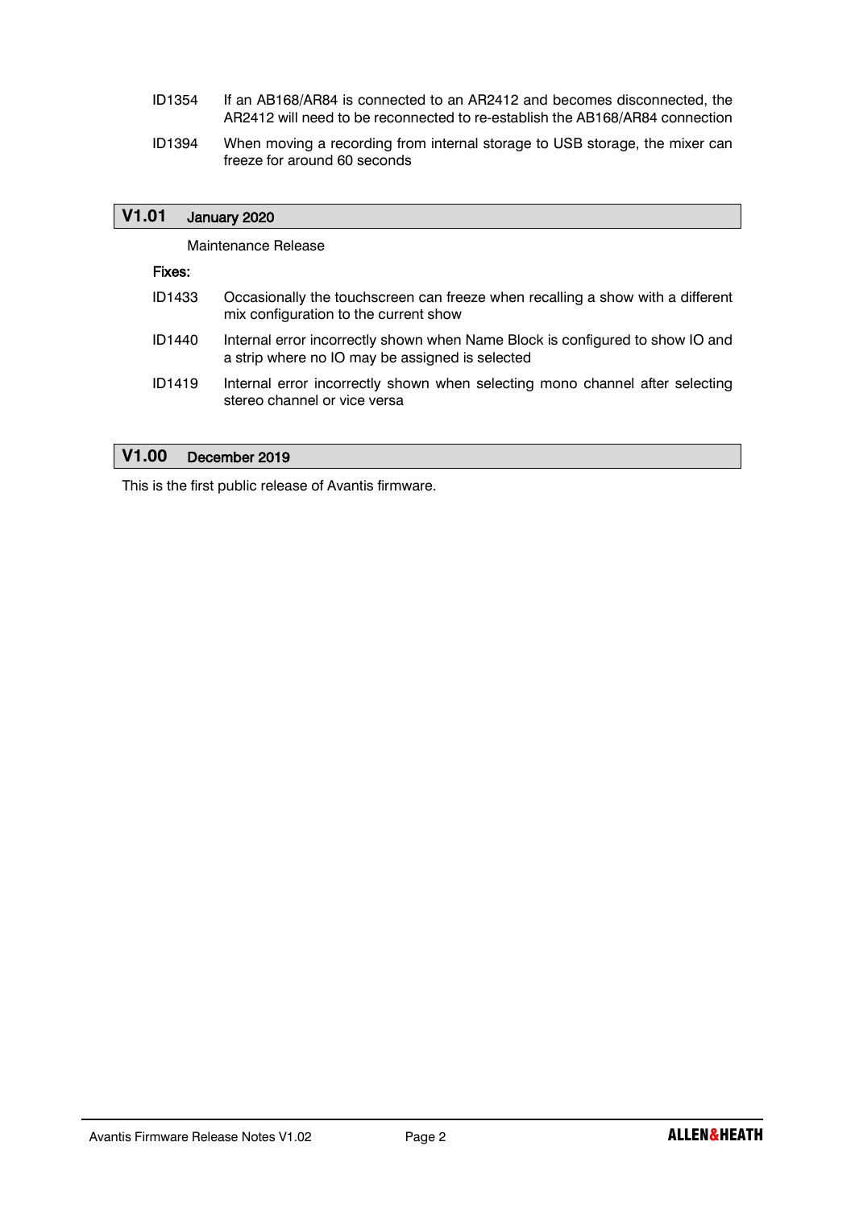ID1354 If an AB168/AR84 is connected to an AR2412 and becomes disconnected, the AR2412 will need to be reconnected to re-establish the AB168/AR84 connection

ID1394 When moving a recording from internal storage to USB storage, the mixer can freeze for around 60 seconds

## V1.01 January 2020

Maintenance Release

**Fixes:**

ID1433 Occasionally the touchscreen can freeze when recalling a show with a different mix configuration to the current show

ID1440 Internal error incorrectly shown when Name Block is configured to show IO and a strip where no IO may be assigned is selected

ID1419 Internal error incorrectly shown when selecting mono channel after selecting stereo channel or vice versa

## V1.00 December 2019

This is the first public release of Avantis firmware.